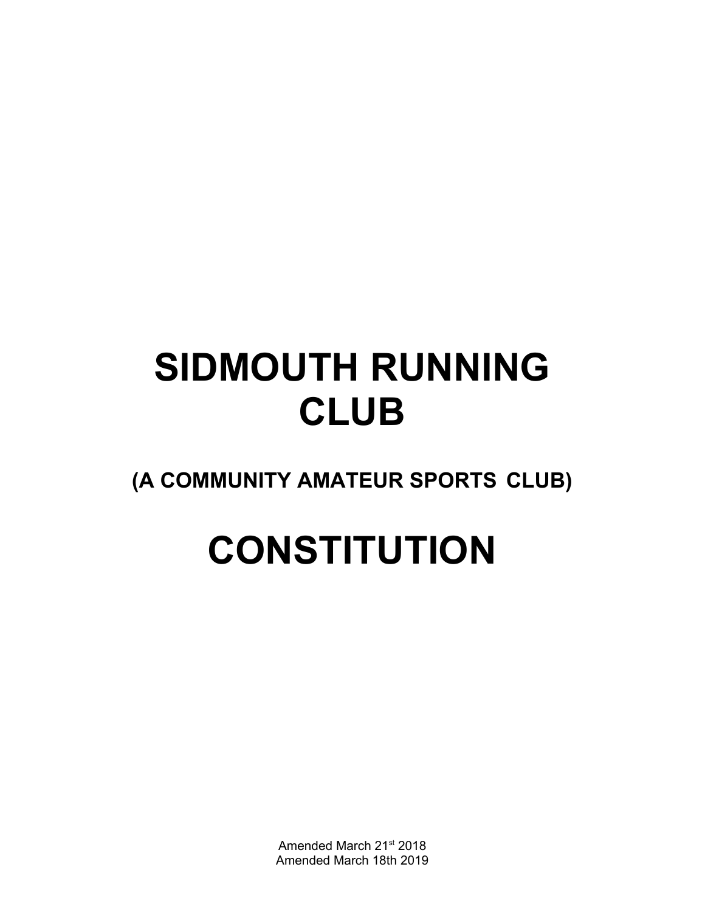# SIDMOUTH RUNNING CLUB

## (A COMMUNITY AMATEUR SPORTS CLUB)

# CONSTITUTION

Amended March 21st 2018
Amended March 18th 2019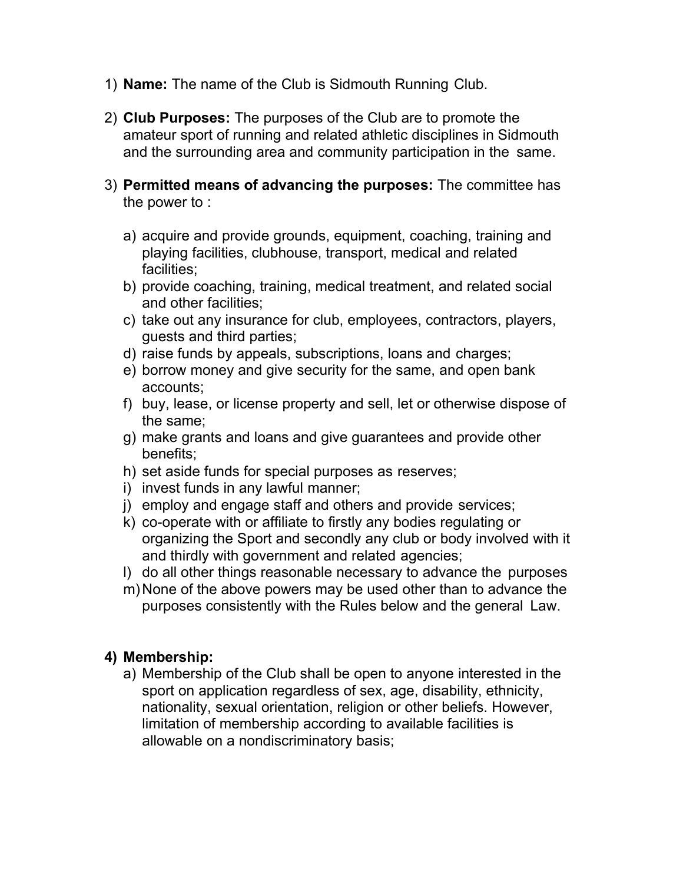1) **Name:** The name of the Club is Sidmouth Running Club.

2) **Club Purposes:** The purposes of the Club are to promote the amateur sport of running and related athletic disciplines in Sidmouth and the surrounding area and community participation in the same.

3) **Permitted means of advancing the purposes:** The committee has the power to :

   a) acquire and provide grounds, equipment, coaching, training and playing facilities, clubhouse, transport, medical and related facilities;
   b) provide coaching, training, medical treatment, and related social and other facilities;
   c) take out any insurance for club, employees, contractors, players, guests and third parties;
   d) raise funds by appeals, subscriptions, loans and charges;
   e) borrow money and give security for the same, and open bank accounts;
   f) buy, lease, or license property and sell, let or otherwise dispose of the same;
   g) make grants and loans and give guarantees and provide other benefits;
   h) set aside funds for special purposes as reserves;
   i) invest funds in any lawful manner;
   j) employ and engage staff and others and provide services;
   k) co-operate with or affiliate to firstly any bodies regulating or organizing the Sport and secondly any club or body involved with it and thirdly with government and related agencies;
   l) do all other things reasonable necessary to advance the purposes
   m) None of the above powers may be used other than to advance the purposes consistently with the Rules below and the general Law.

4) **Membership:**
   a) Membership of the Club shall be open to anyone interested in the sport on application regardless of sex, age, disability, ethnicity, nationality, sexual orientation, religion or other beliefs. However, limitation of membership according to available facilities is allowable on a nondiscriminatory basis;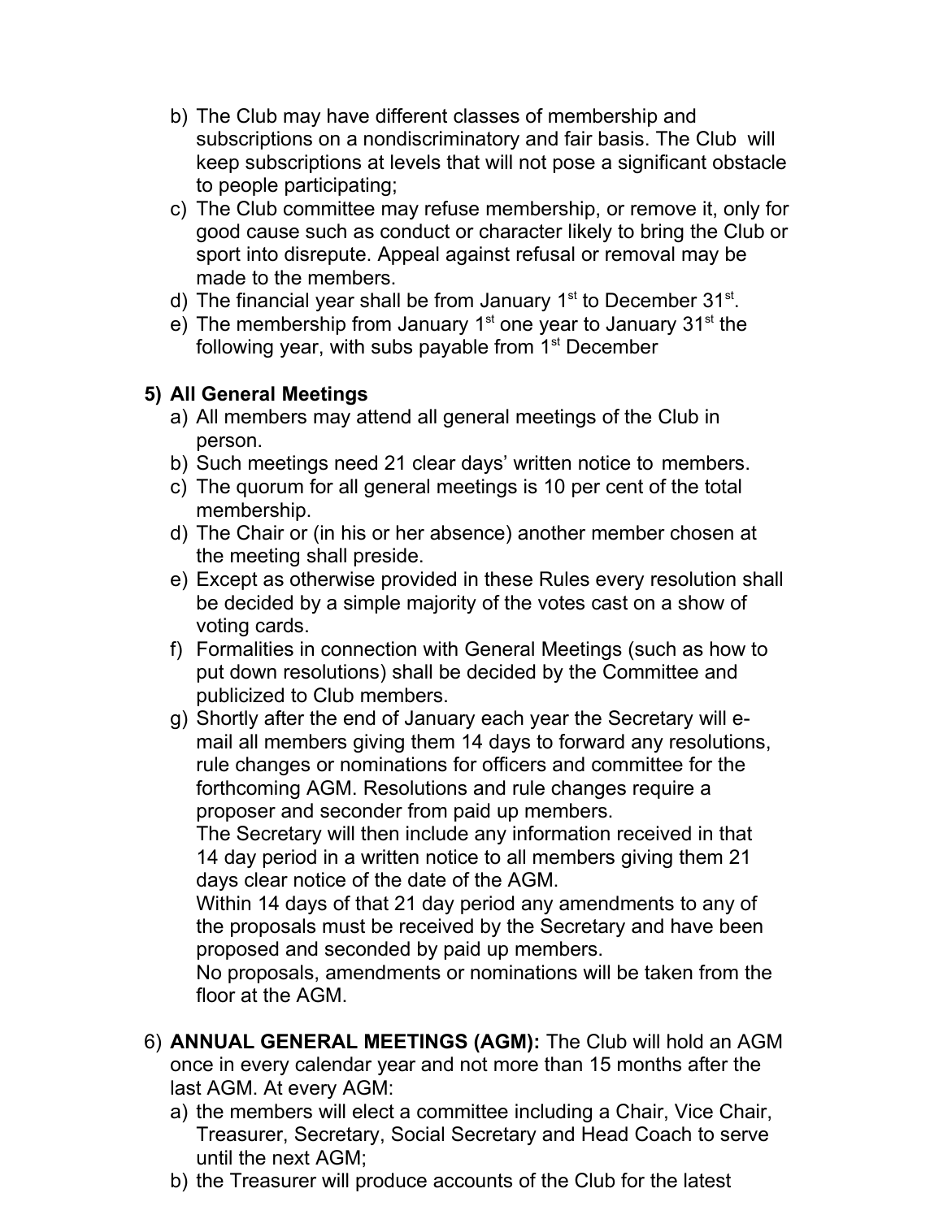b) The Club may have different classes of membership and subscriptions on a nondiscriminatory and fair basis. The Club will keep subscriptions at levels that will not pose a significant obstacle to people participating;

c) The Club committee may refuse membership, or remove it, only for good cause such as conduct or character likely to bring the Club or sport into disrepute. Appeal against refusal or removal may be made to the members.

d) The financial year shall be from January 1st to December 31st.

e) The membership from January 1st one year to January 31st the following year, with subs payable from 1st December

**5) All General Meetings**

a) All members may attend all general meetings of the Club in person.

b) Such meetings need 21 clear days' written notice to members.

c) The quorum for all general meetings is 10 per cent of the total membership.

d) The Chair or (in his or her absence) another member chosen at the meeting shall preside.

e) Except as otherwise provided in these Rules every resolution shall be decided by a simple majority of the votes cast on a show of voting cards.

f) Formalities in connection with General Meetings (such as how to put down resolutions) shall be decided by the Committee and publicized to Club members.

g) Shortly after the end of January each year the Secretary will e-mail all members giving them 14 days to forward any resolutions, rule changes or nominations for officers and committee for the forthcoming AGM. Resolutions and rule changes require a proposer and seconder from paid up members.
The Secretary will then include any information received in that 14 day period in a written notice to all members giving them 21 days clear notice of the date of the AGM.
Within 14 days of that 21 day period any amendments to any of the proposals must be received by the Secretary and have been proposed and seconded by paid up members.
No proposals, amendments or nominations will be taken from the floor at the AGM.

6) **ANNUAL GENERAL MEETINGS (AGM):** The Club will hold an AGM once in every calendar year and not more than 15 months after the last AGM. At every AGM:

a) the members will elect a committee including a Chair, Vice Chair, Treasurer, Secretary, Social Secretary and Head Coach to serve until the next AGM;

b) the Treasurer will produce accounts of the Club for the latest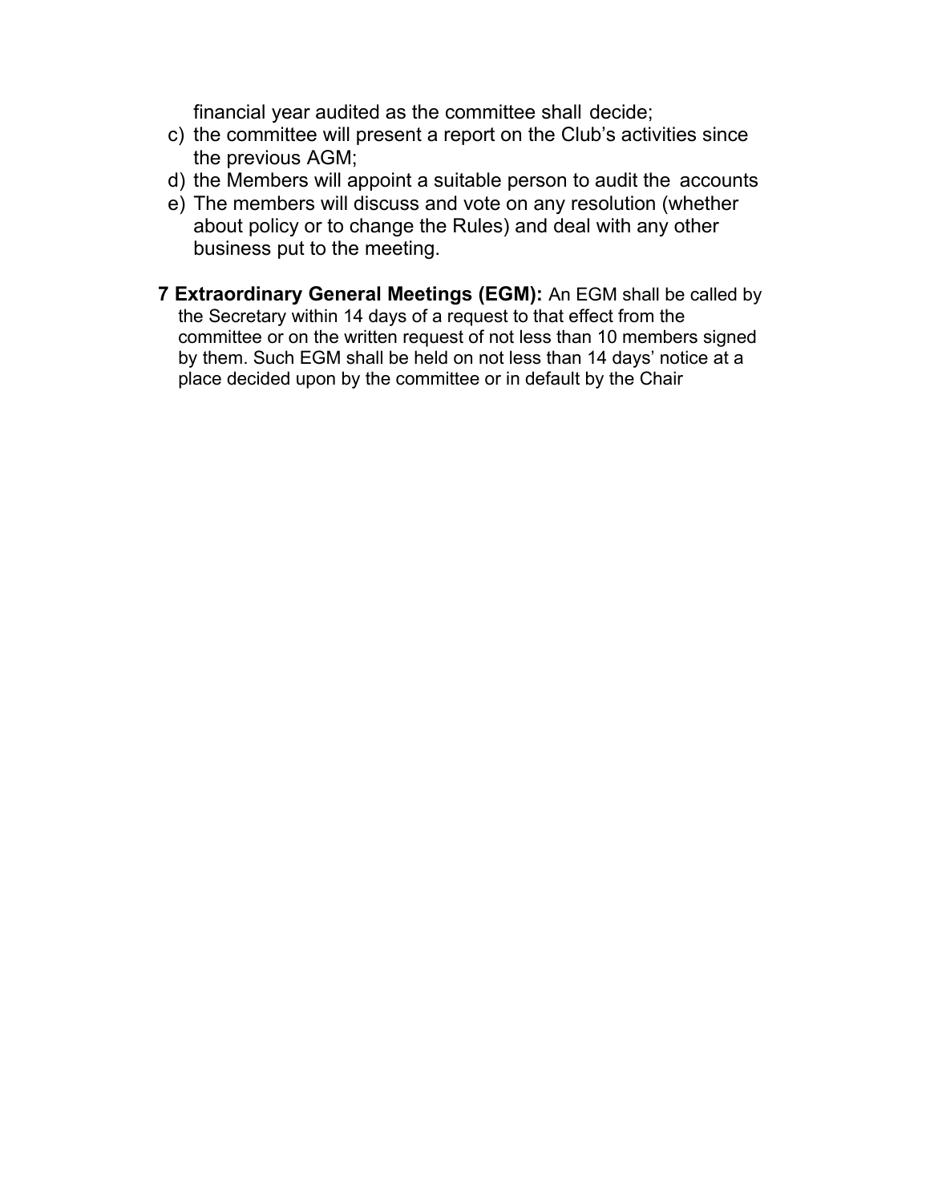financial year audited as the committee shall decide;

c) the committee will present a report on the Club's activities since the previous AGM;
d) the Members will appoint a suitable person to audit the accounts
e) The members will discuss and vote on any resolution (whether about policy or to change the Rules) and deal with any other business put to the meeting.

**7 Extraordinary General Meetings (EGM):** An EGM shall be called by the Secretary within 14 days of a request to that effect from the committee or on the written request of not less than 10 members signed by them. Such EGM shall be held on not less than 14 days' notice at a place decided upon by the committee or in default by the Chair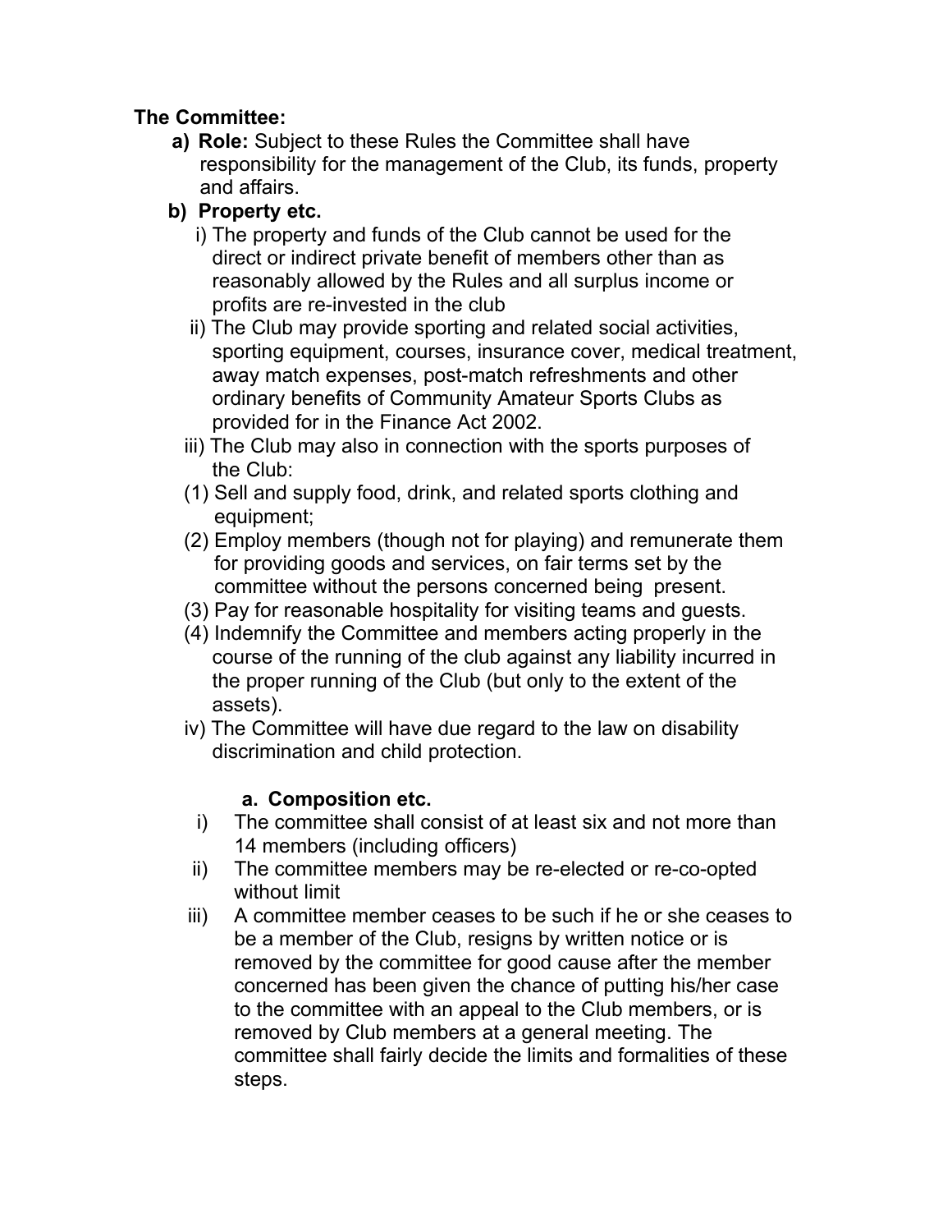**The Committee:**

a) **Role:** Subject to these Rules the Committee shall have responsibility for the management of the Club, its funds, property and affairs.

b) **Property etc.**

i) The property and funds of the Club cannot be used for the direct or indirect private benefit of members other than as reasonably allowed by the Rules and all surplus income or profits are re-invested in the club

ii) The Club may provide sporting and related social activities, sporting equipment, courses, insurance cover, medical treatment, away match expenses, post-match refreshments and other ordinary benefits of Community Amateur Sports Clubs as provided for in the Finance Act 2002.

iii) The Club may also in connection with the sports purposes of the Club:

(1) Sell and supply food, drink, and related sports clothing and equipment;

(2) Employ members (though not for playing) and remunerate them for providing goods and services, on fair terms set by the committee without the persons concerned being present.

(3) Pay for reasonable hospitality for visiting teams and guests.

(4) Indemnify the Committee and members acting properly in the course of the running of the club against any liability incurred in the proper running of the Club (but only to the extent of the assets).

iv) The Committee will have due regard to the law on disability discrimination and child protection.

a. **Composition etc.**

i) The committee shall consist of at least six and not more than 14 members (including officers)

ii) The committee members may be re-elected or re-co-opted without limit

iii) A committee member ceases to be such if he or she ceases to be a member of the Club, resigns by written notice or is removed by the committee for good cause after the member concerned has been given the chance of putting his/her case to the committee with an appeal to the Club members, or is removed by Club members at a general meeting. The committee shall fairly decide the limits and formalities of these steps.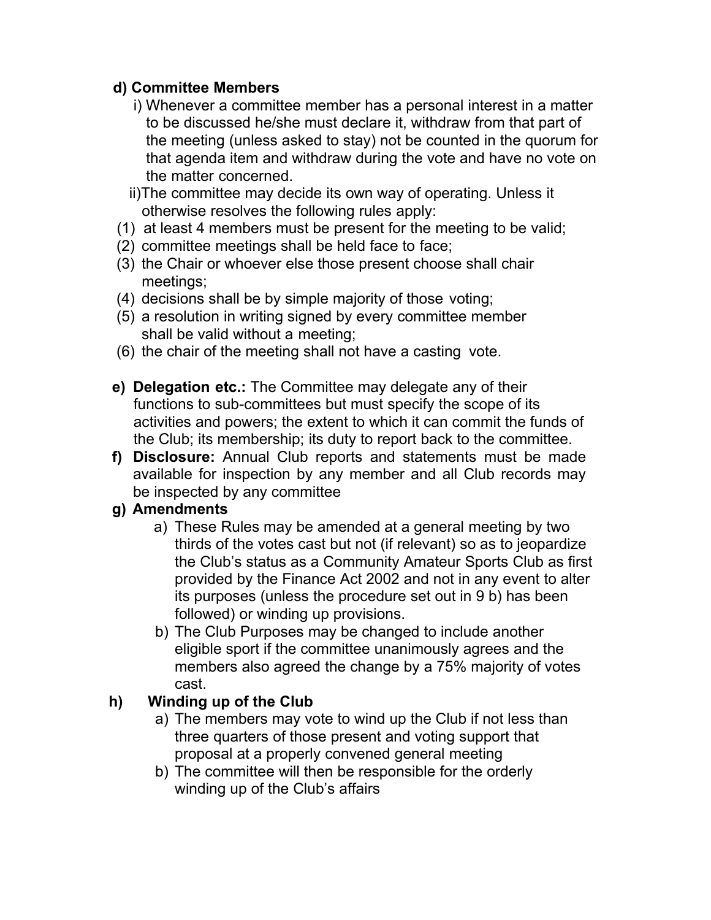**d) Committee Members**

i) Whenever a committee member has a personal interest in a matter to be discussed he/she must declare it, withdraw from that part of the meeting (unless asked to stay) not be counted in the quorum for that agenda item and withdraw during the vote and have no vote on the matter concerned.

ii) The committee may decide its own way of operating. Unless it otherwise resolves the following rules apply:

(1) at least 4 members must be present for the meeting to be valid;
(2) committee meetings shall be held face to face;
(3) the Chair or whoever else those present choose shall chair meetings;
(4) decisions shall be by simple majority of those voting;
(5) a resolution in writing signed by every committee member shall be valid without a meeting;
(6) the chair of the meeting shall not have a casting vote.

**e) Delegation etc.:** The Committee may delegate any of their functions to sub-committees but must specify the scope of its activities and powers; the extent to which it can commit the funds of the Club; its membership; its duty to report back to the committee.

**f) Disclosure:** Annual Club reports and statements must be made available for inspection by any member and all Club records may be inspected by any committee

**g) Amendments**

a) These Rules may be amended at a general meeting by two thirds of the votes cast but not (if relevant) so as to jeopardize the Club's status as a Community Amateur Sports Club as first provided by the Finance Act 2002 and not in any event to alter its purposes (unless the procedure set out in 9 b) has been followed) or winding up provisions.

b) The Club Purposes may be changed to include another eligible sport if the committee unanimously agrees and the members also agreed the change by a 75% majority of votes cast.

**h) Winding up of the Club**

a) The members may vote to wind up the Club if not less than three quarters of those present and voting support that proposal at a properly convened general meeting

b) The committee will then be responsible for the orderly winding up of the Club's affairs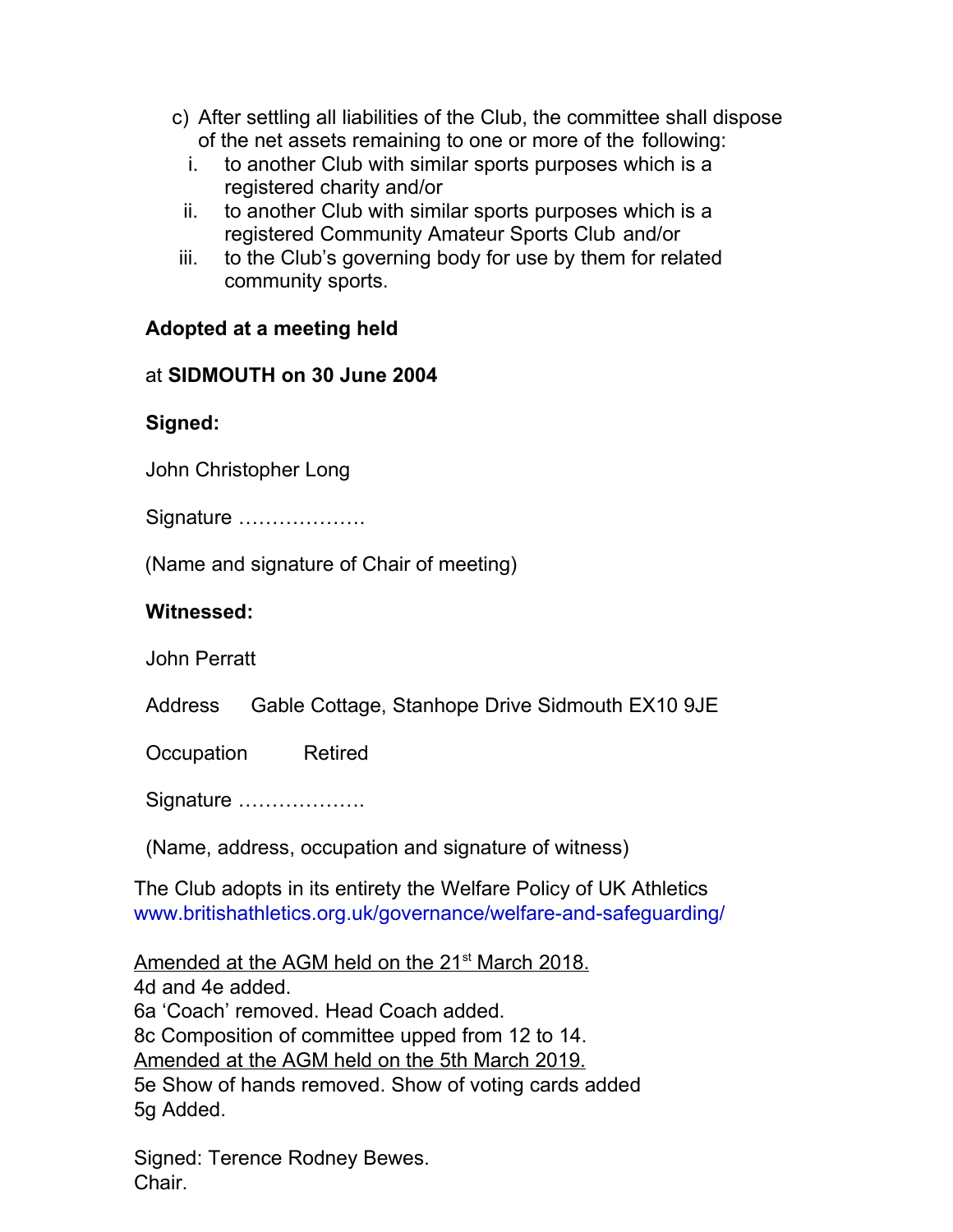c) After settling all liabilities of the Club, the committee shall dispose of the net assets remaining to one or more of the following:

   i. to another Club with similar sports purposes which is a registered charity and/or
   ii. to another Club with similar sports purposes which is a registered Community Amateur Sports Club and/or
   iii. to the Club's governing body for use by them for related community sports.

**Adopted at a meeting held**

at **SIDMOUTH on 30 June 2004**

**Signed:**

John Christopher Long

Signature ……………….

(Name and signature of Chair of meeting)

**Witnessed:**

John Perratt

Address Gable Cottage, Stanhope Drive Sidmouth EX10 9JE

Occupation Retired

Signature ……………….

(Name, address, occupation and signature of witness)

The Club adopts in its entirety the Welfare Policy of UK Athletics www.britishathletics.org.uk/governance/welfare-and-safeguarding/

<u>Amended at the AGM held on the 21st March 2018.</u>
4d and 4e added.
6a 'Coach' removed. Head Coach added.
8c Composition of committee upped from 12 to 14.
<u>Amended at the AGM held on the 5th March 2019.</u>
5e Show of hands removed. Show of voting cards added
5g Added.

Signed: Terence Rodney Bewes.
Chair.